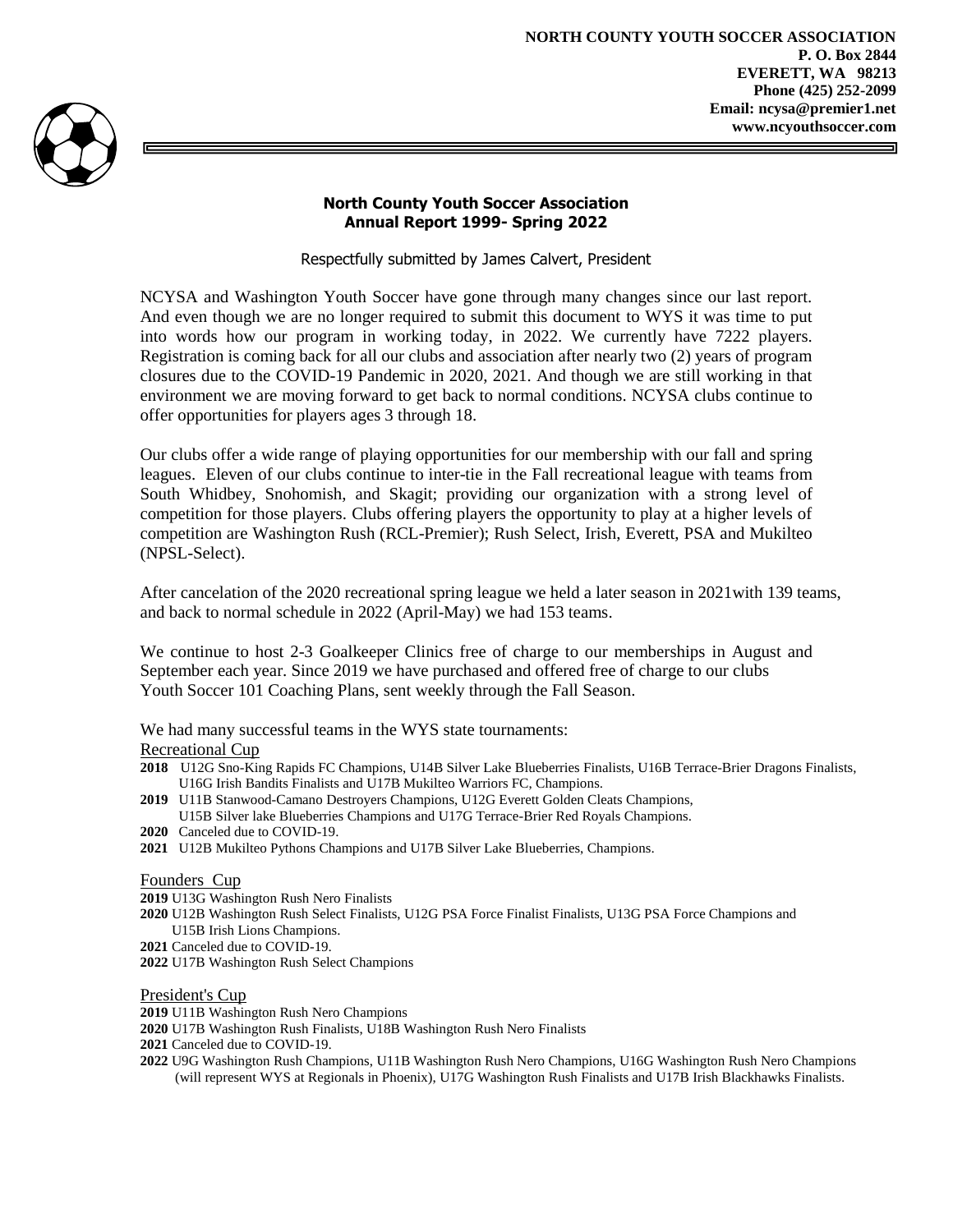**NORTH COUNTY YOUTH SOCCER ASSOCIATION**
**P. O. Box 2844**
**EVERETT, WA 98213**
**Phone (425) 252-2099**
**Email: ncysa@premier1.net**
**www.ncyouthsoccer.com**

## North County Youth Soccer Association
## Annual Report 1999- Spring 2022

Respectfully submitted by James Calvert, President

NCYSA and Washington Youth Soccer have gone through many changes since our last report. And even though we are no longer required to submit this document to WYS it was time to put into words how our program in working today, in 2022. We currently have 7222 players. Registration is coming back for all our clubs and association after nearly two (2) years of program closures due to the COVID-19 Pandemic in 2020, 2021. And though we are still working in that environment we are moving forward to get back to normal conditions. NCYSA clubs continue to offer opportunities for players ages 3 through 18.

Our clubs offer a wide range of playing opportunities for our membership with our fall and spring leagues. Eleven of our clubs continue to inter-tie in the Fall recreational league with teams from South Whidbey, Snohomish, and Skagit; providing our organization with a strong level of competition for those players. Clubs offering players the opportunity to play at a higher levels of competition are Washington Rush (RCL-Premier); Rush Select, Irish, Everett, PSA and Mukilteo (NPSL-Select).

After cancelation of the 2020 recreational spring league we held a later season in 2021with 139 teams, and back to normal schedule in 2022 (April-May) we had 153 teams.

We continue to host 2-3 Goalkeeper Clinics free of charge to our memberships in August and September each year. Since 2019 we have purchased and offered free of charge to our clubs Youth Soccer 101 Coaching Plans, sent weekly through the Fall Season.

We had many successful teams in the WYS state tournaments:

Recreational Cup

**2018** U12G Sno-King Rapids FC Champions, U14B Silver Lake Blueberries Finalists, U16B Terrace-Brier Dragons Finalists, U16G Irish Bandits Finalists and U17B Mukilteo Warriors FC, Champions.
**2019** U11B Stanwood-Camano Destroyers Champions, U12G Everett Golden Cleats Champions, U15B Silver lake Blueberries Champions and U17G Terrace-Brier Red Royals Champions.
**2020** Canceled due to COVID-19.
**2021** U12B Mukilteo Pythons Champions and U17B Silver Lake Blueberries, Champions.

Founders Cup

**2019** U13G Washington Rush Nero Finalists
**2020** U12B Washington Rush Select Finalists, U12G PSA Force Finalist Finalists, U13G PSA Force Champions and U15B Irish Lions Champions.
**2021** Canceled due to COVID-19.
**2022** U17B Washington Rush Select Champions

President's Cup

**2019** U11B Washington Rush Nero Champions
**2020** U17B Washington Rush Finalists, U18B Washington Rush Nero Finalists
**2021** Canceled due to COVID-19.
**2022** U9G Washington Rush Champions, U11B Washington Rush Nero Champions, U16G Washington Rush Nero Champions (will represent WYS at Regionals in Phoenix), U17G Washington Rush Finalists and U17B Irish Blackhawks Finalists.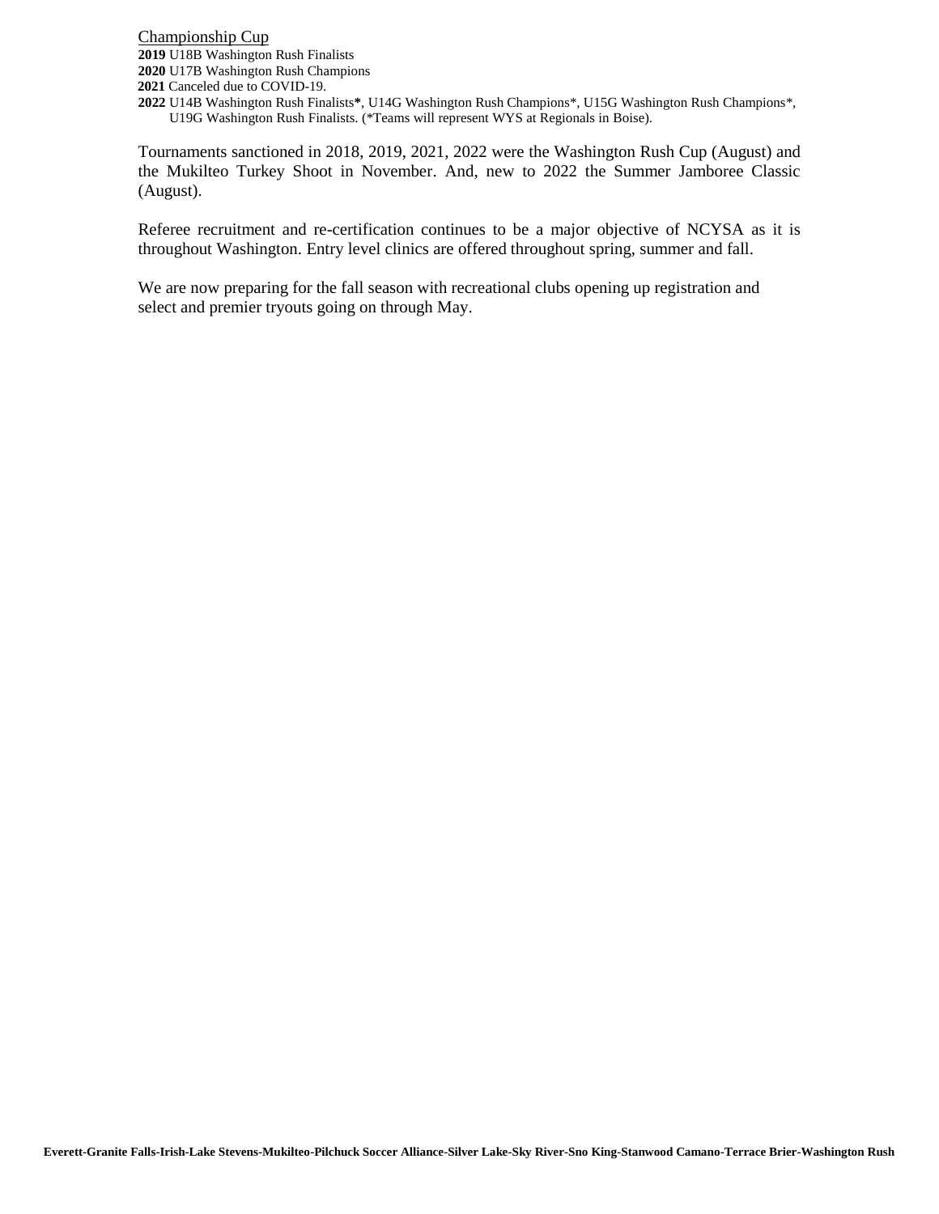Championship Cup

**2019** U18B Washington Rush Finalists
**2020** U17B Washington Rush Champions
**2021** Canceled due to COVID-19.
**2022** U14B Washington Rush Finalists**\***, U14G Washington Rush Champions*, U15G Washington Rush Champions*, U19G Washington Rush Finalists. (*Teams will represent WYS at Regionals in Boise).

Tournaments sanctioned in 2018, 2019, 2021, 2022 were the Washington Rush Cup (August) and the Mukilteo Turkey Shoot in November. And, new to 2022 the Summer Jamboree Classic (August).

Referee recruitment and re-certification continues to be a major objective of NCYSA as it is throughout Washington. Entry level clinics are offered throughout spring, summer and fall.

We are now preparing for the fall season with recreational clubs opening up registration and select and premier tryouts going on through May.

**Everett-Granite Falls-Irish-Lake Stevens-Mukilteo-Pilchuck Soccer Alliance-Silver Lake-Sky River-Sno King-Stanwood Camano-Terrace Brier-Washington Rush**